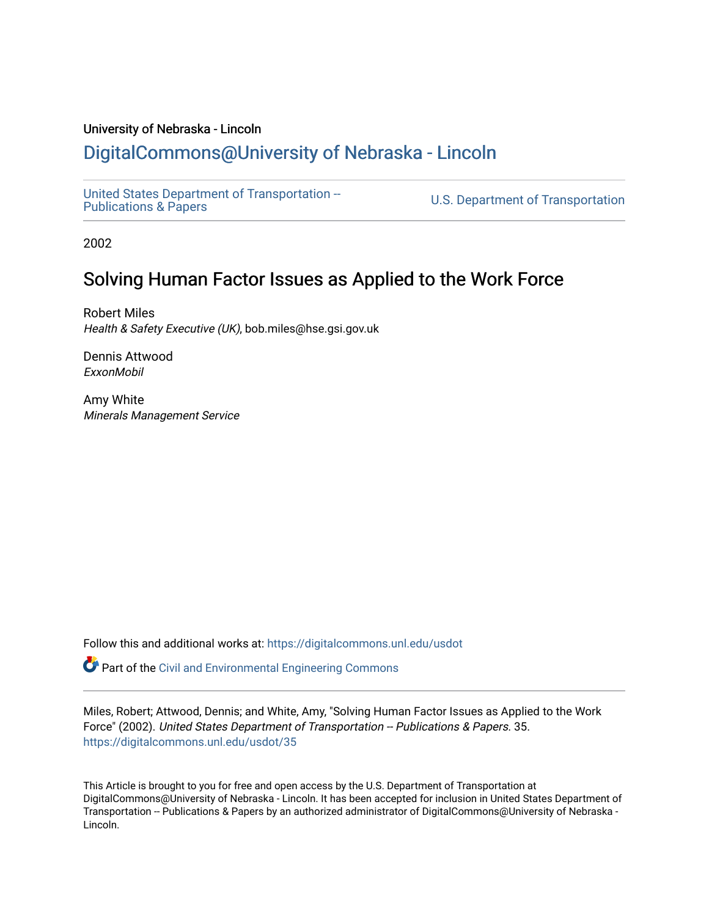University of Nebraska - Lincoln

# DigitalCommons@University of Nebraska - Lincoln

United States Department of Transportation -- Publications & Papers

U.S. Department of Transportation

2002

## Solving Human Factor Issues as Applied to the Work Force

Robert Miles
*Health & Safety Executive (UK)*, bob.miles@hse.gsi.gov.uk

Dennis Attwood
*ExxonMobil*

Amy White
*Minerals Management Service*

Follow this and additional works at: https://digitalcommons.unl.edu/usdot

Part of the Civil and Environmental Engineering Commons

Miles, Robert; Attwood, Dennis; and White, Amy, "Solving Human Factor Issues as Applied to the Work Force" (2002). *United States Department of Transportation -- Publications & Papers*. 35.
https://digitalcommons.unl.edu/usdot/35

This Article is brought to you for free and open access by the U.S. Department of Transportation at DigitalCommons@University of Nebraska - Lincoln. It has been accepted for inclusion in United States Department of Transportation -- Publications & Papers by an authorized administrator of DigitalCommons@University of Nebraska - Lincoln.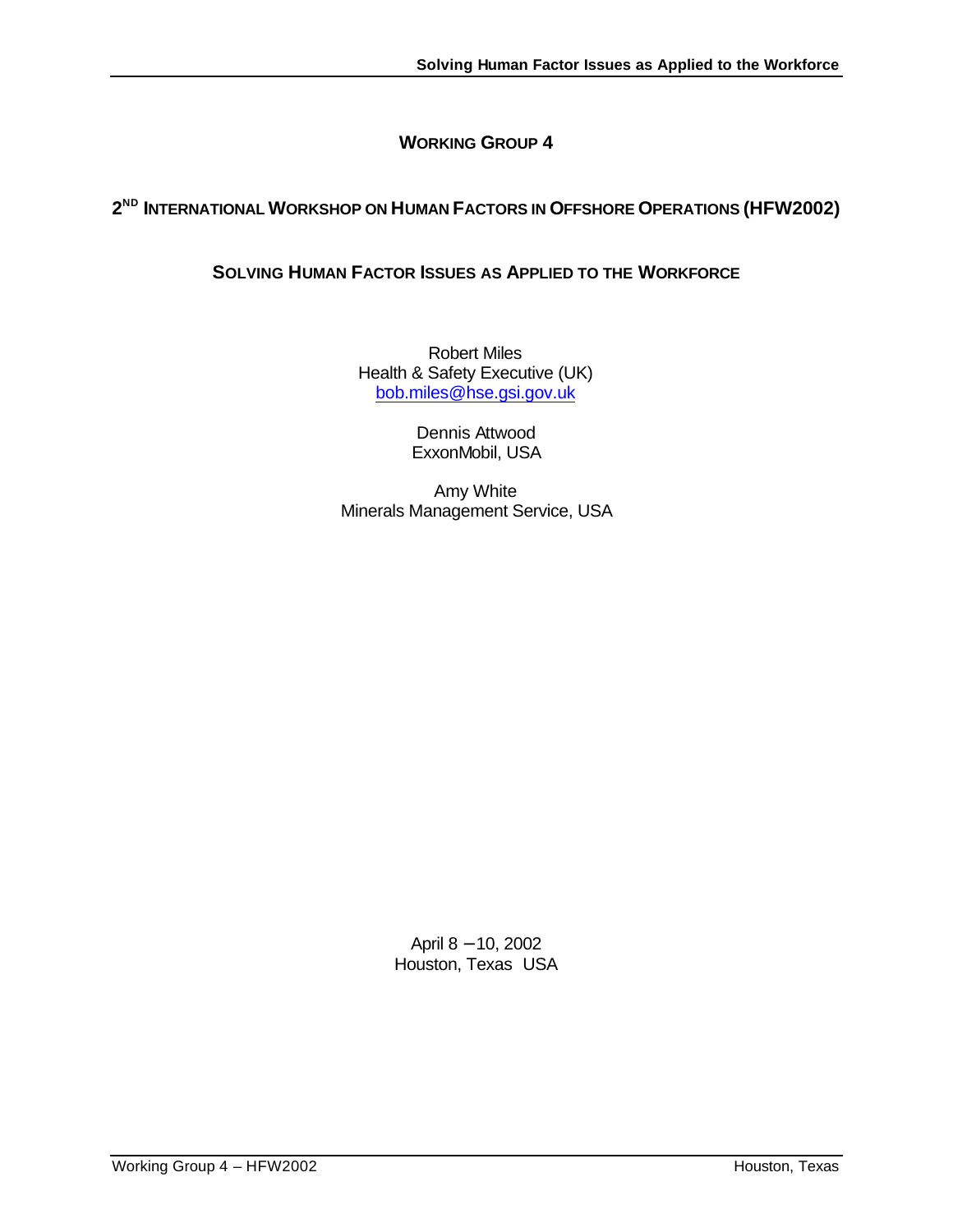# WORKING GROUP 4

## 2[ND] INTERNATIONAL WORKSHOP ON HUMAN FACTORS IN OFFSHORE OPERATIONS (HFW2002)

## SOLVING HUMAN FACTOR ISSUES AS APPLIED TO THE WORKFORCE

Robert Miles
Health & Safety Executive (UK)
bob.miles@hse.gsi.gov.uk

Dennis Attwood
ExxonMobil, USA

Amy White
Minerals Management Service, USA

April 8 – 10, 2002
Houston, Texas USA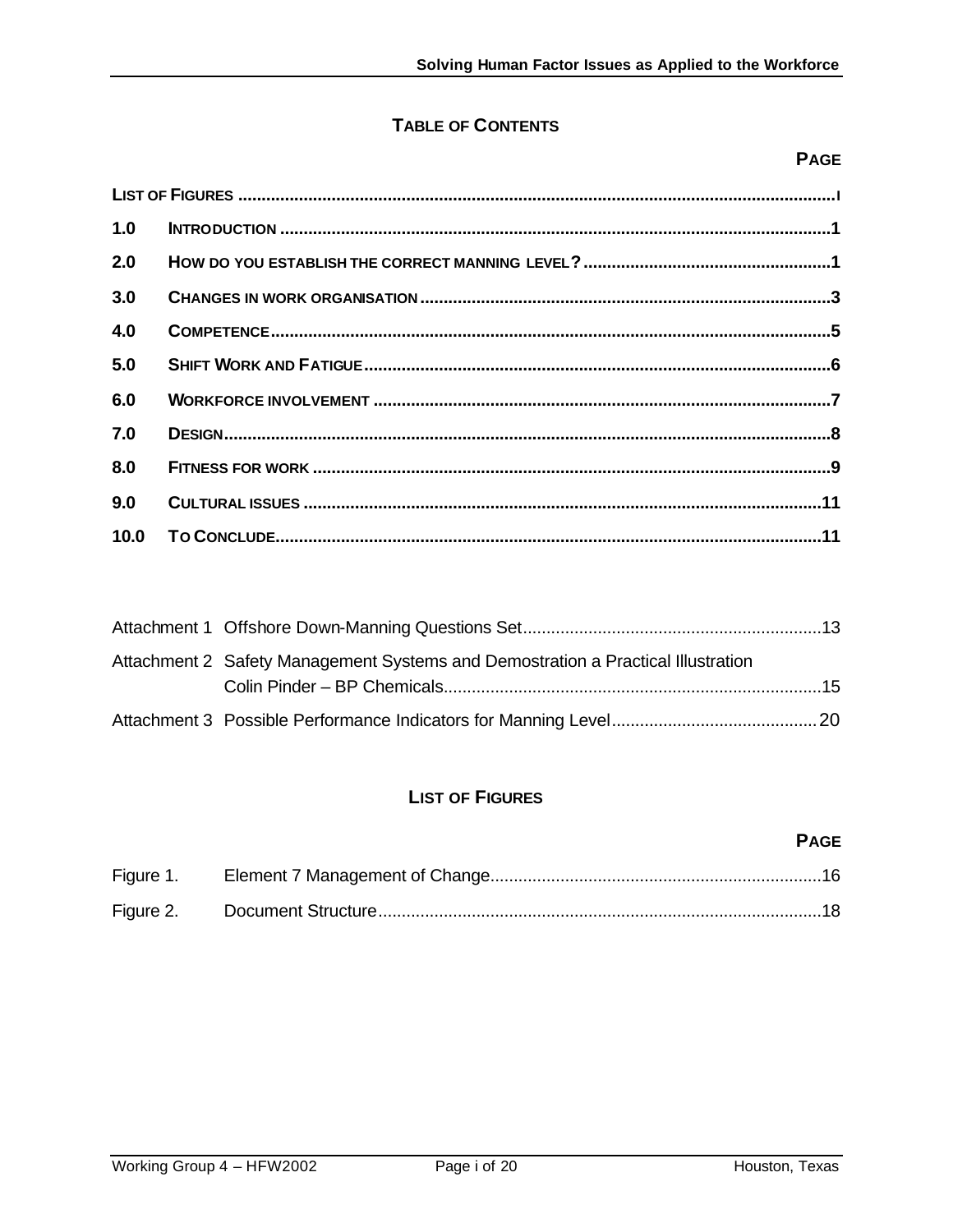## TABLE OF CONTENTS

| | | PAGE |
|---|---|---|
| LIST OF FIGURES | | i |
| 1.0 | INTRODUCTION | 1 |
| 2.0 | HOW DO YOU ESTABLISH THE CORRECT MANNING LEVEL? | 1 |
| 3.0 | CHANGES IN WORK ORGANISATION | 3 |
| 4.0 | COMPETENCE | 5 |
| 5.0 | SHIFT WORK AND FATIGUE | 6 |
| 6.0 | WORKFORCE INVOLVEMENT | 7 |
| 7.0 | DESIGN | 8 |
| 8.0 | FITNESS FOR WORK | 9 |
| 9.0 | CULTURAL ISSUES | 11 |
| 10.0 | TO CONCLUDE | 11 |

| | | |
|---|---|---|
| Attachment 1 | Offshore Down-Manning Questions Set | 13 |
| Attachment 2 | Safety Management Systems and Demostration a Practical Illustration Colin Pinder – BP Chemicals | 15 |
| Attachment 3 | Possible Performance Indicators for Manning Level | 20 |

## LIST OF FIGURES

| | | PAGE |
|---|---|---|
| Figure 1. | Element 7 Management of Change | 16 |
| Figure 2. | Document Structure | 18 |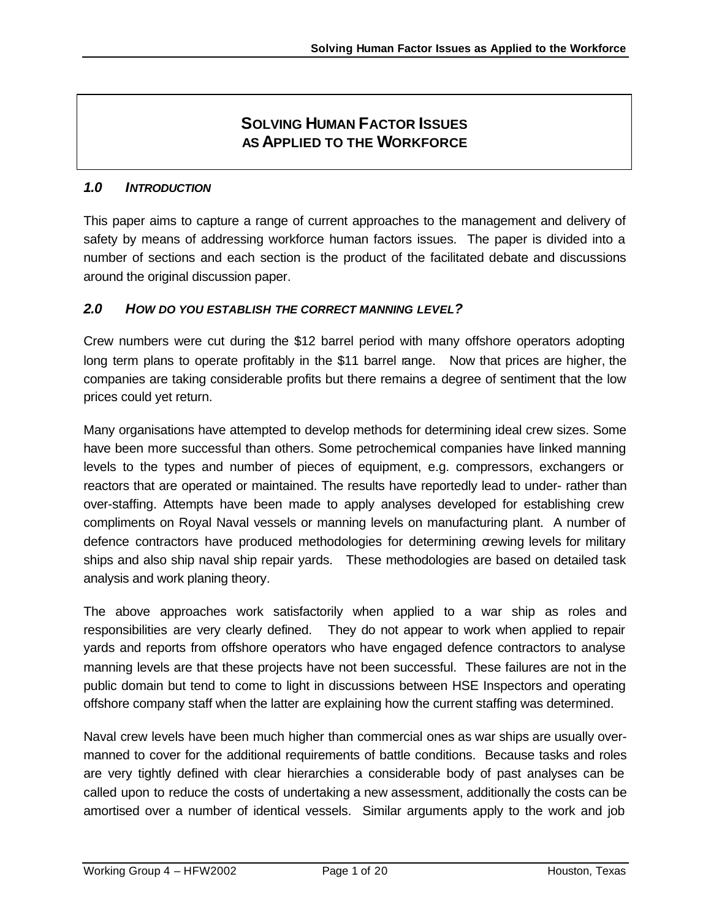# SOLVING HUMAN FACTOR ISSUES AS APPLIED TO THE WORKFORCE

## *1.0 INTRODUCTION*

This paper aims to capture a range of current approaches to the management and delivery of safety by means of addressing workforce human factors issues. The paper is divided into a number of sections and each section is the product of the facilitated debate and discussions around the original discussion paper.

## *2.0 HOW DO YOU ESTABLISH THE CORRECT MANNING LEVEL?*

Crew numbers were cut during the $12 barrel period with many offshore operators adopting long term plans to operate profitably in the $11 barrel range. Now that prices are higher, the companies are taking considerable profits but there remains a degree of sentiment that the low prices could yet return.

Many organisations have attempted to develop methods for determining ideal crew sizes. Some have been more successful than others. Some petrochemical companies have linked manning levels to the types and number of pieces of equipment, e.g. compressors, exchangers or reactors that are operated or maintained. The results have reportedly lead to under- rather than over-staffing. Attempts have been made to apply analyses developed for establishing crew compliments on Royal Naval vessels or manning levels on manufacturing plant. A number of defence contractors have produced methodologies for determining crewing levels for military ships and also ship naval ship repair yards. These methodologies are based on detailed task analysis and work planing theory.

The above approaches work satisfactorily when applied to a war ship as roles and responsibilities are very clearly defined. They do not appear to work when applied to repair yards and reports from offshore operators who have engaged defence contractors to analyse manning levels are that these projects have not been successful. These failures are not in the public domain but tend to come to light in discussions between HSE Inspectors and operating offshore company staff when the latter are explaining how the current staffing was determined.

Naval crew levels have been much higher than commercial ones as war ships are usually over-manned to cover for the additional requirements of battle conditions. Because tasks and roles are very tightly defined with clear hierarchies a considerable body of past analyses can be called upon to reduce the costs of undertaking a new assessment, additionally the costs can be amortised over a number of identical vessels. Similar arguments apply to the work and job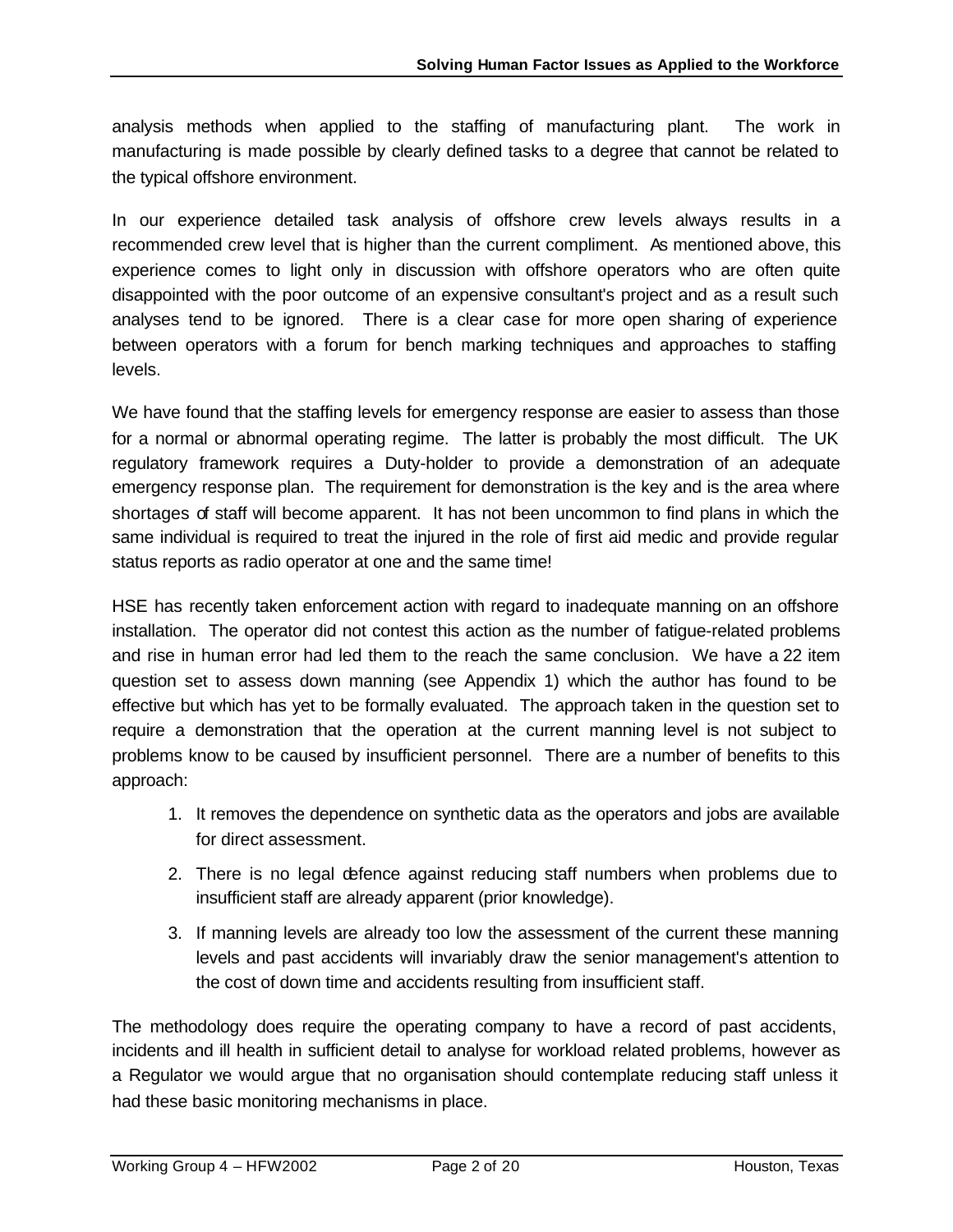analysis methods when applied to the staffing of manufacturing plant. The work in manufacturing is made possible by clearly defined tasks to a degree that cannot be related to the typical offshore environment.

In our experience detailed task analysis of offshore crew levels always results in a recommended crew level that is higher than the current compliment. As mentioned above, this experience comes to light only in discussion with offshore operators who are often quite disappointed with the poor outcome of an expensive consultant's project and as a result such analyses tend to be ignored. There is a clear case for more open sharing of experience between operators with a forum for bench marking techniques and approaches to staffing levels.

We have found that the staffing levels for emergency response are easier to assess than those for a normal or abnormal operating regime. The latter is probably the most difficult. The UK regulatory framework requires a Duty-holder to provide a demonstration of an adequate emergency response plan. The requirement for demonstration is the key and is the area where shortages of staff will become apparent. It has not been uncommon to find plans in which the same individual is required to treat the injured in the role of first aid medic and provide regular status reports as radio operator at one and the same time!

HSE has recently taken enforcement action with regard to inadequate manning on an offshore installation. The operator did not contest this action as the number of fatigue-related problems and rise in human error had led them to the reach the same conclusion. We have a 22 item question set to assess down manning (see Appendix 1) which the author has found to be effective but which has yet to be formally evaluated. The approach taken in the question set to require a demonstration that the operation at the current manning level is not subject to problems know to be caused by insufficient personnel. There are a number of benefits to this approach:

1. It removes the dependence on synthetic data as the operators and jobs are available for direct assessment.
2. There is no legal defence against reducing staff numbers when problems due to insufficient staff are already apparent (prior knowledge).
3. If manning levels are already too low the assessment of the current these manning levels and past accidents will invariably draw the senior management's attention to the cost of down time and accidents resulting from insufficient staff.

The methodology does require the operating company to have a record of past accidents, incidents and ill health in sufficient detail to analyse for workload related problems, however as a Regulator we would argue that no organisation should contemplate reducing staff unless it had these basic monitoring mechanisms in place.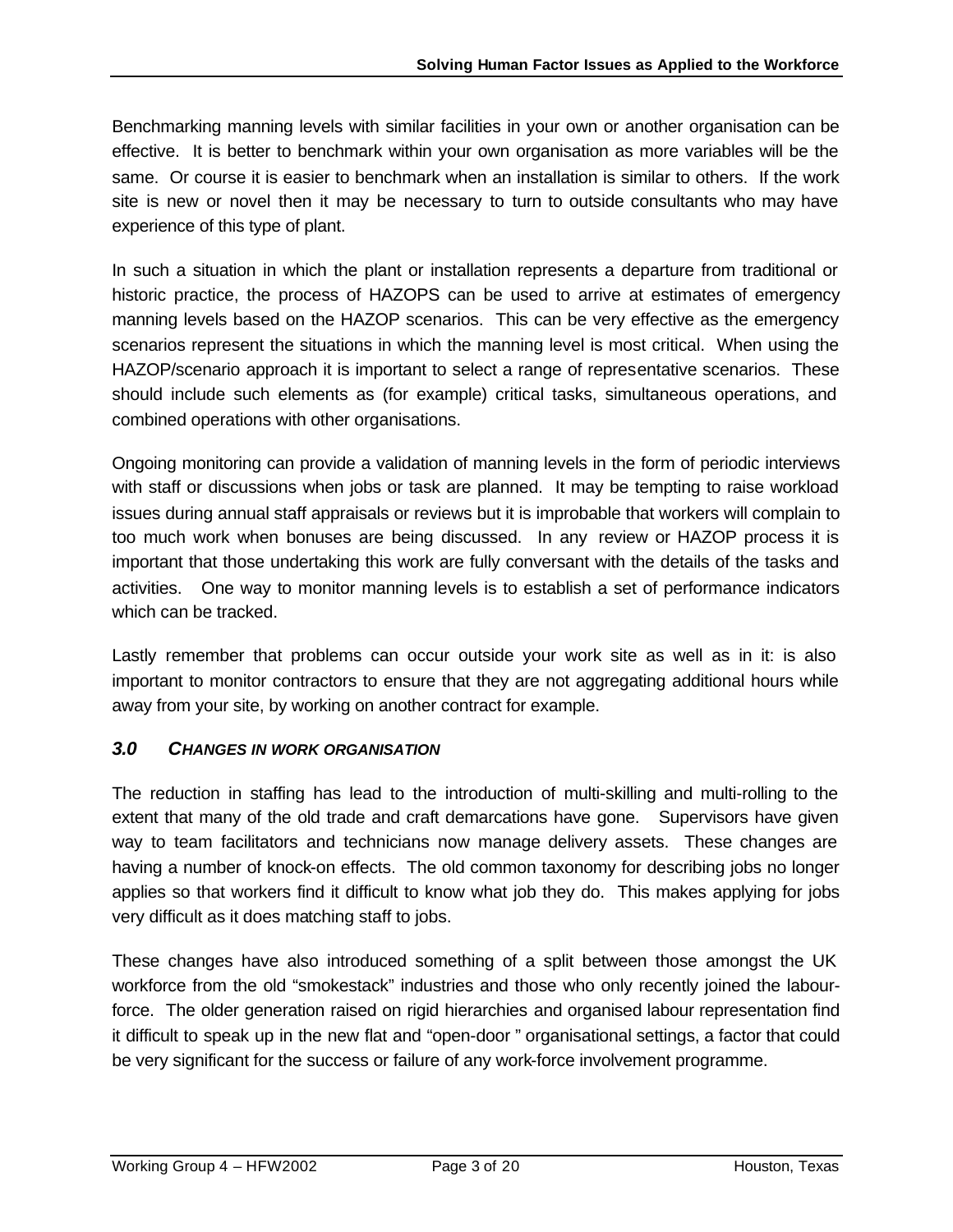Benchmarking manning levels with similar facilities in your own or another organisation can be effective. It is better to benchmark within your own organisation as more variables will be the same. Or course it is easier to benchmark when an installation is similar to others. If the work site is new or novel then it may be necessary to turn to outside consultants who may have experience of this type of plant.

In such a situation in which the plant or installation represents a departure from traditional or historic practice, the process of HAZOPS can be used to arrive at estimates of emergency manning levels based on the HAZOP scenarios. This can be very effective as the emergency scenarios represent the situations in which the manning level is most critical. When using the HAZOP/scenario approach it is important to select a range of representative scenarios. These should include such elements as (for example) critical tasks, simultaneous operations, and combined operations with other organisations.

Ongoing monitoring can provide a validation of manning levels in the form of periodic interviews with staff or discussions when jobs or task are planned. It may be tempting to raise workload issues during annual staff appraisals or reviews but it is improbable that workers will complain to too much work when bonuses are being discussed. In any review or HAZOP process it is important that those undertaking this work are fully conversant with the details of the tasks and activities. One way to monitor manning levels is to establish a set of performance indicators which can be tracked.

Lastly remember that problems can occur outside your work site as well as in it: is also important to monitor contractors to ensure that they are not aggregating additional hours while away from your site, by working on another contract for example.

## *3.0 CHANGES IN WORK ORGANISATION*

The reduction in staffing has lead to the introduction of multi-skilling and multi-rolling to the extent that many of the old trade and craft demarcations have gone. Supervisors have given way to team facilitators and technicians now manage delivery assets. These changes are having a number of knock-on effects. The old common taxonomy for describing jobs no longer applies so that workers find it difficult to know what job they do. This makes applying for jobs very difficult as it does matching staff to jobs.

These changes have also introduced something of a split between those amongst the UK workforce from the old "smokestack" industries and those who only recently joined the labour-force. The older generation raised on rigid hierarchies and organised labour representation find it difficult to speak up in the new flat and "open-door" organisational settings, a factor that could be very significant for the success or failure of any work-force involvement programme.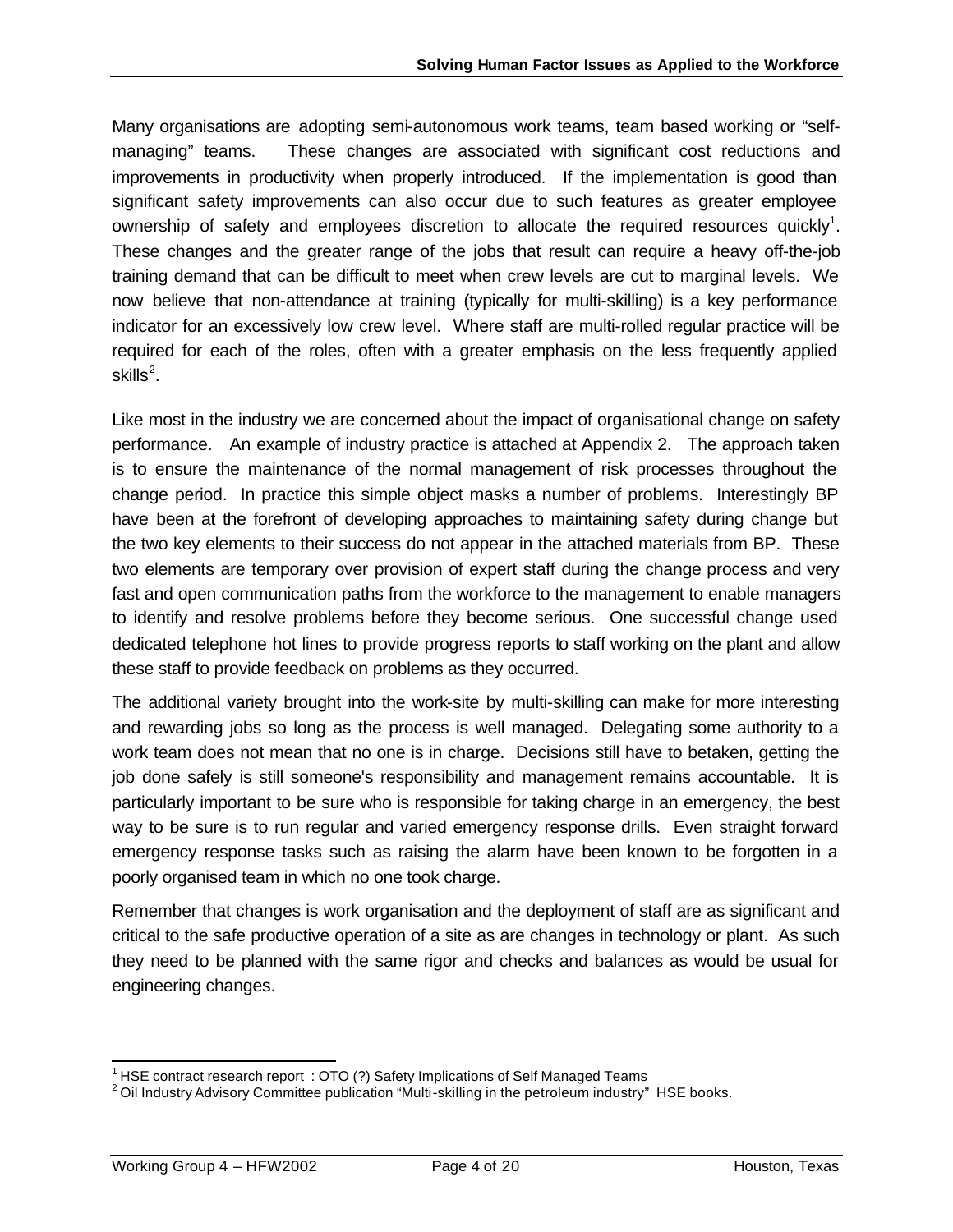Many organisations are adopting semi-autonomous work teams, team based working or "self-managing" teams. These changes are associated with significant cost reductions and improvements in productivity when properly introduced. If the implementation is good than significant safety improvements can also occur due to such features as greater employee ownership of safety and employees discretion to allocate the required resources quickly[1]. These changes and the greater range of the jobs that result can require a heavy off-the-job training demand that can be difficult to meet when crew levels are cut to marginal levels. We now believe that non-attendance at training (typically for multi-skilling) is a key performance indicator for an excessively low crew level. Where staff are multi-rolled regular practice will be required for each of the roles, often with a greater emphasis on the less frequently applied skills[2].

Like most in the industry we are concerned about the impact of organisational change on safety performance. An example of industry practice is attached at Appendix 2. The approach taken is to ensure the maintenance of the normal management of risk processes throughout the change period. In practice this simple object masks a number of problems. Interestingly BP have been at the forefront of developing approaches to maintaining safety during change but the two key elements to their success do not appear in the attached materials from BP. These two elements are temporary over provision of expert staff during the change process and very fast and open communication paths from the workforce to the management to enable managers to identify and resolve problems before they become serious. One successful change used dedicated telephone hot lines to provide progress reports to staff working on the plant and allow these staff to provide feedback on problems as they occurred.

The additional variety brought into the work-site by multi-skilling can make for more interesting and rewarding jobs so long as the process is well managed. Delegating some authority to a work team does not mean that no one is in charge. Decisions still have to betaken, getting the job done safely is still someone's responsibility and management remains accountable. It is particularly important to be sure who is responsible for taking charge in an emergency, the best way to be sure is to run regular and varied emergency response drills. Even straight forward emergency response tasks such as raising the alarm have been known to be forgotten in a poorly organised team in which no one took charge.

Remember that changes is work organisation and the deployment of staff are as significant and critical to the safe productive operation of a site as are changes in technology or plant. As such they need to be planned with the same rigor and checks and balances as would be usual for engineering changes.

---

[1] HSE contract research report : OTO (?) Safety Implications of Self Managed Teams

[2] Oil Industry Advisory Committee publication "Multi-skilling in the petroleum industry" HSE books.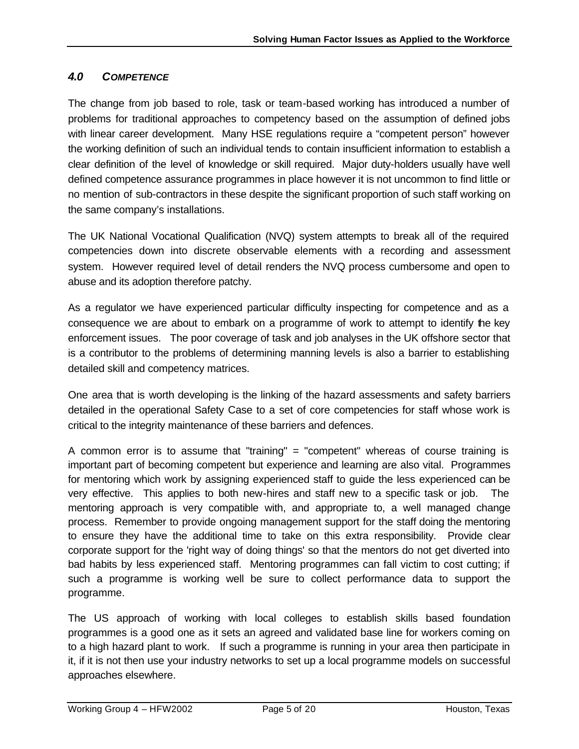## *4.0 COMPETENCE*

The change from job based to role, task or team-based working has introduced a number of problems for traditional approaches to competency based on the assumption of defined jobs with linear career development. Many HSE regulations require a "competent person" however the working definition of such an individual tends to contain insufficient information to establish a clear definition of the level of knowledge or skill required. Major duty-holders usually have well defined competence assurance programmes in place however it is not uncommon to find little or no mention of sub-contractors in these despite the significant proportion of such staff working on the same company's installations.

The UK National Vocational Qualification (NVQ) system attempts to break all of the required competencies down into discrete observable elements with a recording and assessment system. However required level of detail renders the NVQ process cumbersome and open to abuse and its adoption therefore patchy.

As a regulator we have experienced particular difficulty inspecting for competence and as a consequence we are about to embark on a programme of work to attempt to identify the key enforcement issues. The poor coverage of task and job analyses in the UK offshore sector that is a contributor to the problems of determining manning levels is also a barrier to establishing detailed skill and competency matrices.

One area that is worth developing is the linking of the hazard assessments and safety barriers detailed in the operational Safety Case to a set of core competencies for staff whose work is critical to the integrity maintenance of these barriers and defences.

A common error is to assume that "training" = "competent" whereas of course training is important part of becoming competent but experience and learning are also vital. Programmes for mentoring which work by assigning experienced staff to guide the less experienced can be very effective. This applies to both new-hires and staff new to a specific task or job. The mentoring approach is very compatible with, and appropriate to, a well managed change process. Remember to provide ongoing management support for the staff doing the mentoring to ensure they have the additional time to take on this extra responsibility. Provide clear corporate support for the 'right way of doing things' so that the mentors do not get diverted into bad habits by less experienced staff. Mentoring programmes can fall victim to cost cutting; if such a programme is working well be sure to collect performance data to support the programme.

The US approach of working with local colleges to establish skills based foundation programmes is a good one as it sets an agreed and validated base line for workers coming on to a high hazard plant to work. If such a programme is running in your area then participate in it, if it is not then use your industry networks to set up a local programme models on successful approaches elsewhere.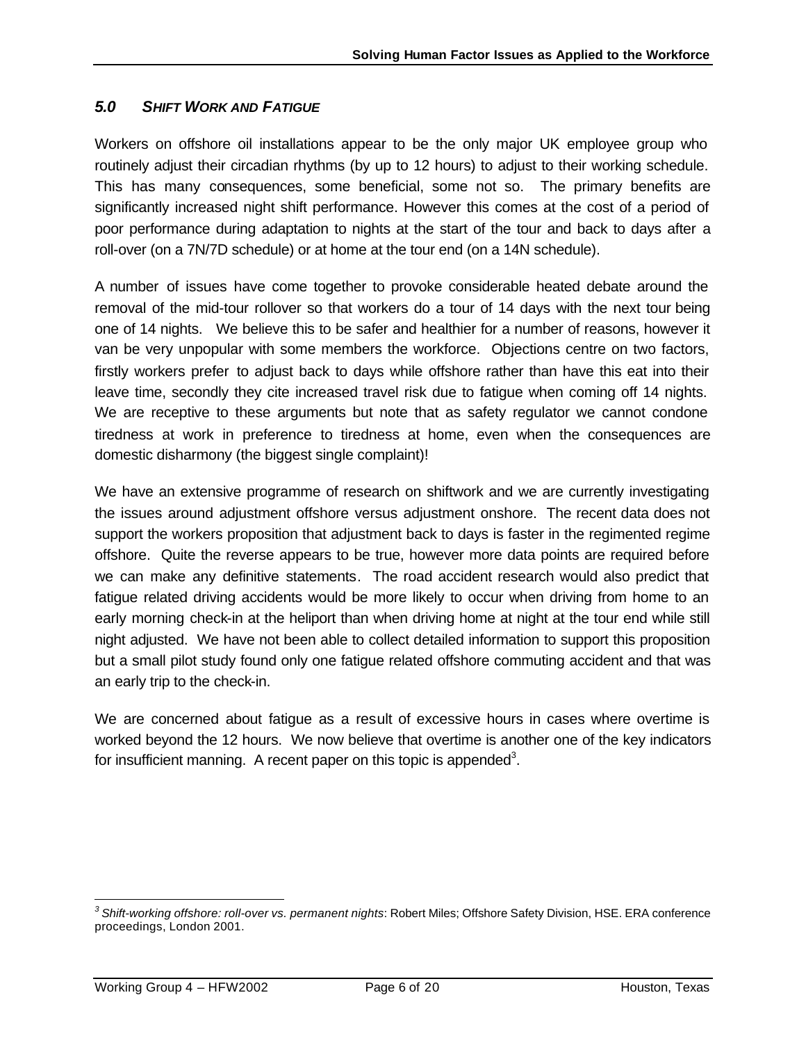## *5.0 SHIFT WORK AND FATIGUE*

Workers on offshore oil installations appear to be the only major UK employee group who routinely adjust their circadian rhythms (by up to 12 hours) to adjust to their working schedule. This has many consequences, some beneficial, some not so. The primary benefits are significantly increased night shift performance. However this comes at the cost of a period of poor performance during adaptation to nights at the start of the tour and back to days after a roll-over (on a 7N/7D schedule) or at home at the tour end (on a 14N schedule).

A number of issues have come together to provoke considerable heated debate around the removal of the mid-tour rollover so that workers do a tour of 14 days with the next tour being one of 14 nights. We believe this to be safer and healthier for a number of reasons, however it van be very unpopular with some members the workforce. Objections centre on two factors, firstly workers prefer to adjust back to days while offshore rather than have this eat into their leave time, secondly they cite increased travel risk due to fatigue when coming off 14 nights. We are receptive to these arguments but note that as safety regulator we cannot condone tiredness at work in preference to tiredness at home, even when the consequences are domestic disharmony (the biggest single complaint)!

We have an extensive programme of research on shiftwork and we are currently investigating the issues around adjustment offshore versus adjustment onshore. The recent data does not support the workers proposition that adjustment back to days is faster in the regimented regime offshore. Quite the reverse appears to be true, however more data points are required before we can make any definitive statements. The road accident research would also predict that fatigue related driving accidents would be more likely to occur when driving from home to an early morning check-in at the heliport than when driving home at night at the tour end while still night adjusted. We have not been able to collect detailed information to support this proposition but a small pilot study found only one fatigue related offshore commuting accident and that was an early trip to the check-in.

We are concerned about fatigue as a result of excessive hours in cases where overtime is worked beyond the 12 hours. We now believe that overtime is another one of the key indicators for insufficient manning. A recent paper on this topic is appended[3].

---

[3] *Shift-working offshore: roll-over vs. permanent nights*: Robert Miles; Offshore Safety Division, HSE. ERA conference proceedings, London 2001.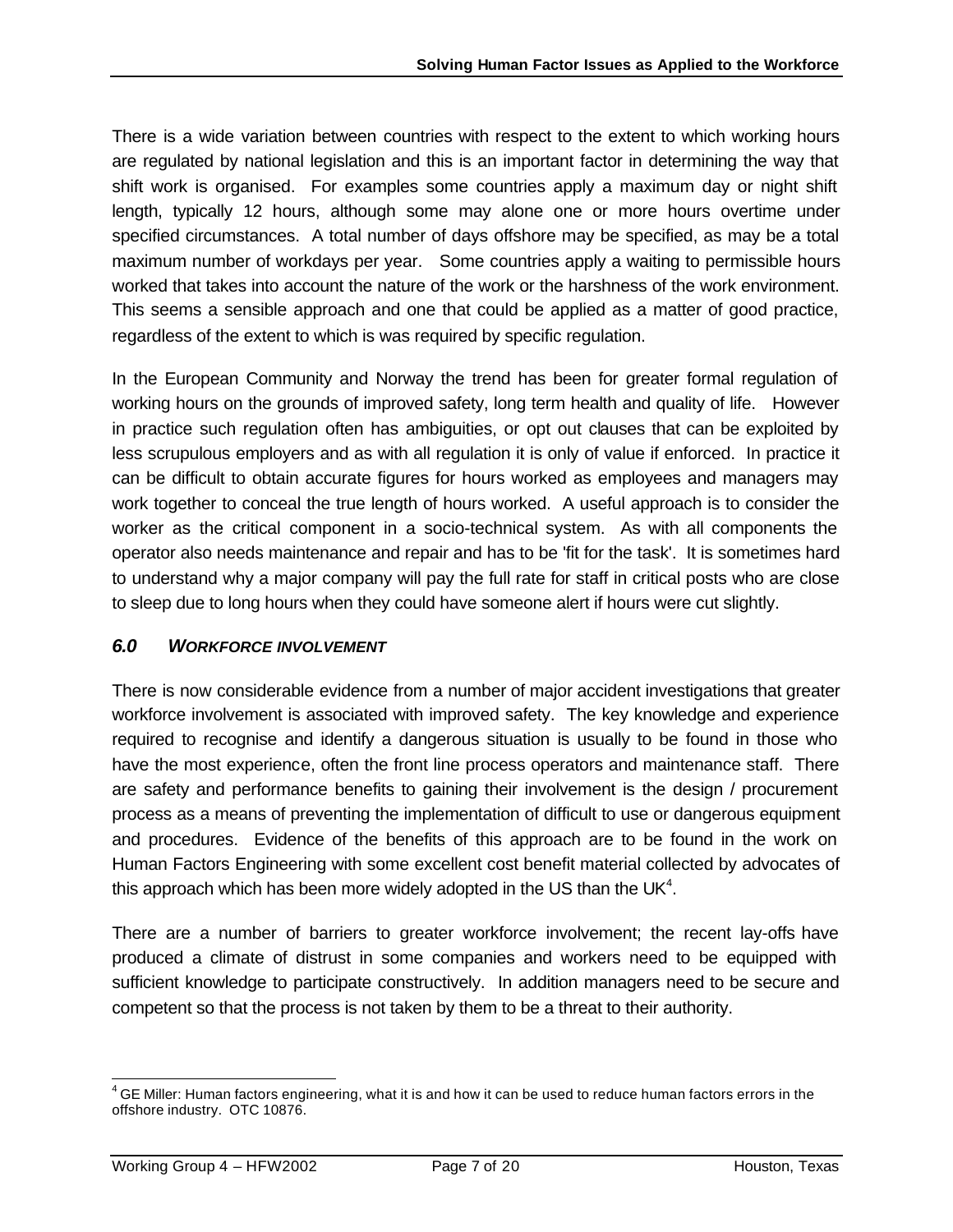There is a wide variation between countries with respect to the extent to which working hours are regulated by national legislation and this is an important factor in determining the way that shift work is organised. For examples some countries apply a maximum day or night shift length, typically 12 hours, although some may alone one or more hours overtime under specified circumstances. A total number of days offshore may be specified, as may be a total maximum number of workdays per year. Some countries apply a waiting to permissible hours worked that takes into account the nature of the work or the harshness of the work environment. This seems a sensible approach and one that could be applied as a matter of good practice, regardless of the extent to which is was required by specific regulation.

In the European Community and Norway the trend has been for greater formal regulation of working hours on the grounds of improved safety, long term health and quality of life. However in practice such regulation often has ambiguities, or opt out clauses that can be exploited by less scrupulous employers and as with all regulation it is only of value if enforced. In practice it can be difficult to obtain accurate figures for hours worked as employees and managers may work together to conceal the true length of hours worked. A useful approach is to consider the worker as the critical component in a socio-technical system. As with all components the operator also needs maintenance and repair and has to be 'fit for the task'. It is sometimes hard to understand why a major company will pay the full rate for staff in critical posts who are close to sleep due to long hours when they could have someone alert if hours were cut slightly.

## *6.0 WORKFORCE INVOLVEMENT*

There is now considerable evidence from a number of major accident investigations that greater workforce involvement is associated with improved safety. The key knowledge and experience required to recognise and identify a dangerous situation is usually to be found in those who have the most experience, often the front line process operators and maintenance staff. There are safety and performance benefits to gaining their involvement is the design / procurement process as a means of preventing the implementation of difficult to use or dangerous equipment and procedures. Evidence of the benefits of this approach are to be found in the work on Human Factors Engineering with some excellent cost benefit material collected by advocates of this approach which has been more widely adopted in the US than the UK[4].

There are a number of barriers to greater workforce involvement; the recent lay-offs have produced a climate of distrust in some companies and workers need to be equipped with sufficient knowledge to participate constructively. In addition managers need to be secure and competent so that the process is not taken by them to be a threat to their authority.

[4] GE Miller: Human factors engineering, what it is and how it can be used to reduce human factors errors in the offshore industry. OTC 10876.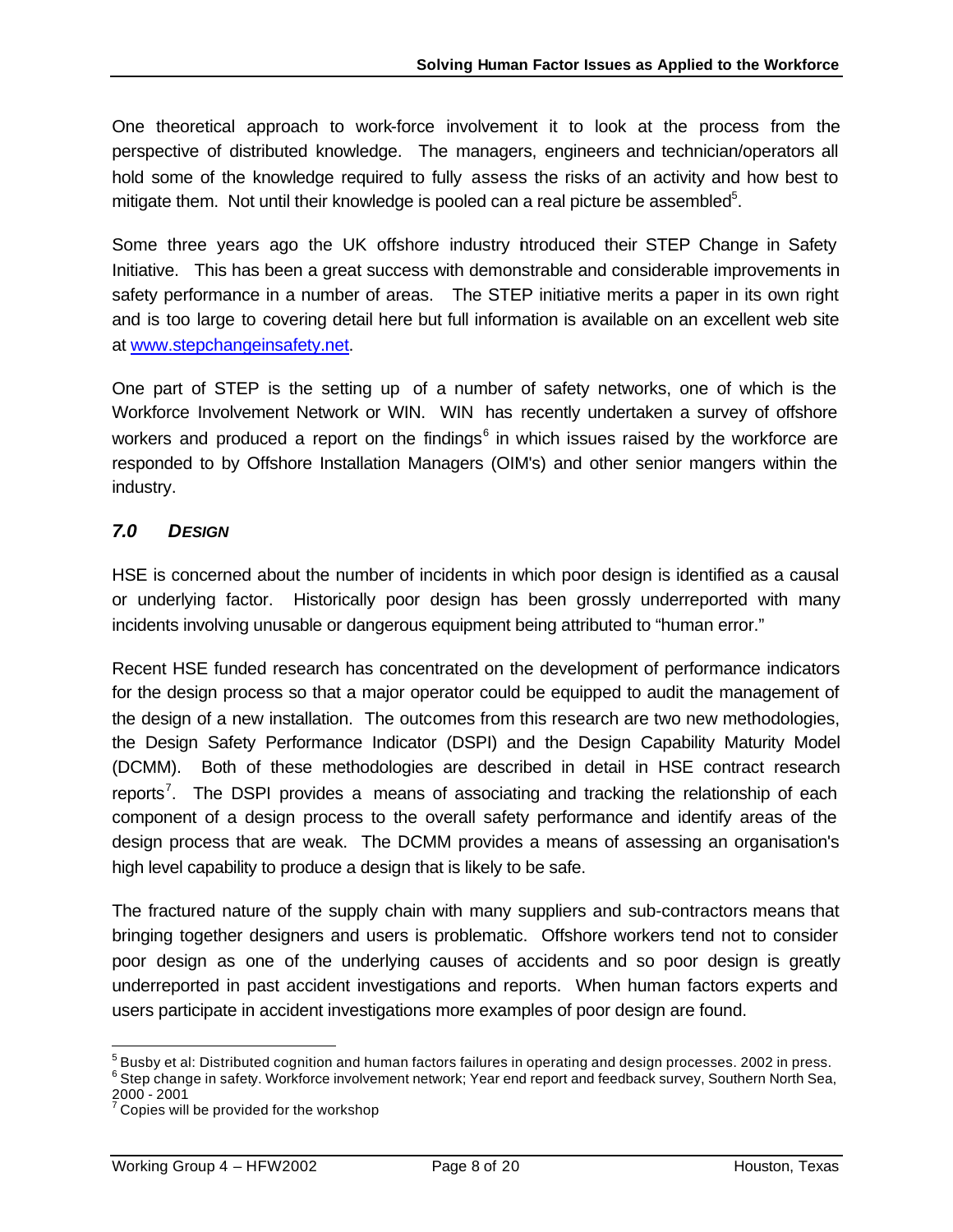One theoretical approach to work-force involvement it to look at the process from the perspective of distributed knowledge. The managers, engineers and technician/operators all hold some of the knowledge required to fully assess the risks of an activity and how best to mitigate them. Not until their knowledge is pooled can a real picture be assembled[5].

Some three years ago the UK offshore industry introduced their STEP Change in Safety Initiative. This has been a great success with demonstrable and considerable improvements in safety performance in a number of areas. The STEP initiative merits a paper in its own right and is too large to covering detail here but full information is available on an excellent web site at www.stepchangeinsafety.net.

One part of STEP is the setting up of a number of safety networks, one of which is the Workforce Involvement Network or WIN. WIN has recently undertaken a survey of offshore workers and produced a report on the findings[6] in which issues raised by the workforce are responded to by Offshore Installation Managers (OIM's) and other senior mangers within the industry.

## *7.0 DESIGN*

HSE is concerned about the number of incidents in which poor design is identified as a causal or underlying factor. Historically poor design has been grossly underreported with many incidents involving unusable or dangerous equipment being attributed to "human error."

Recent HSE funded research has concentrated on the development of performance indicators for the design process so that a major operator could be equipped to audit the management of the design of a new installation. The outcomes from this research are two new methodologies, the Design Safety Performance Indicator (DSPI) and the Design Capability Maturity Model (DCMM). Both of these methodologies are described in detail in HSE contract research reports[7]. The DSPI provides a means of associating and tracking the relationship of each component of a design process to the overall safety performance and identify areas of the design process that are weak. The DCMM provides a means of assessing an organisation's high level capability to produce a design that is likely to be safe.

The fractured nature of the supply chain with many suppliers and sub-contractors means that bringing together designers and users is problematic. Offshore workers tend not to consider poor design as one of the underlying causes of accidents and so poor design is greatly underreported in past accident investigations and reports. When human factors experts and users participate in accident investigations more examples of poor design are found.

---

[5] Busby et al: Distributed cognition and human factors failures in operating and design processes. 2002 in press.

[6] Step change in safety. Workforce involvement network; Year end report and feedback survey, Southern North Sea, 2000 - 2001

[7] Copies will be provided for the workshop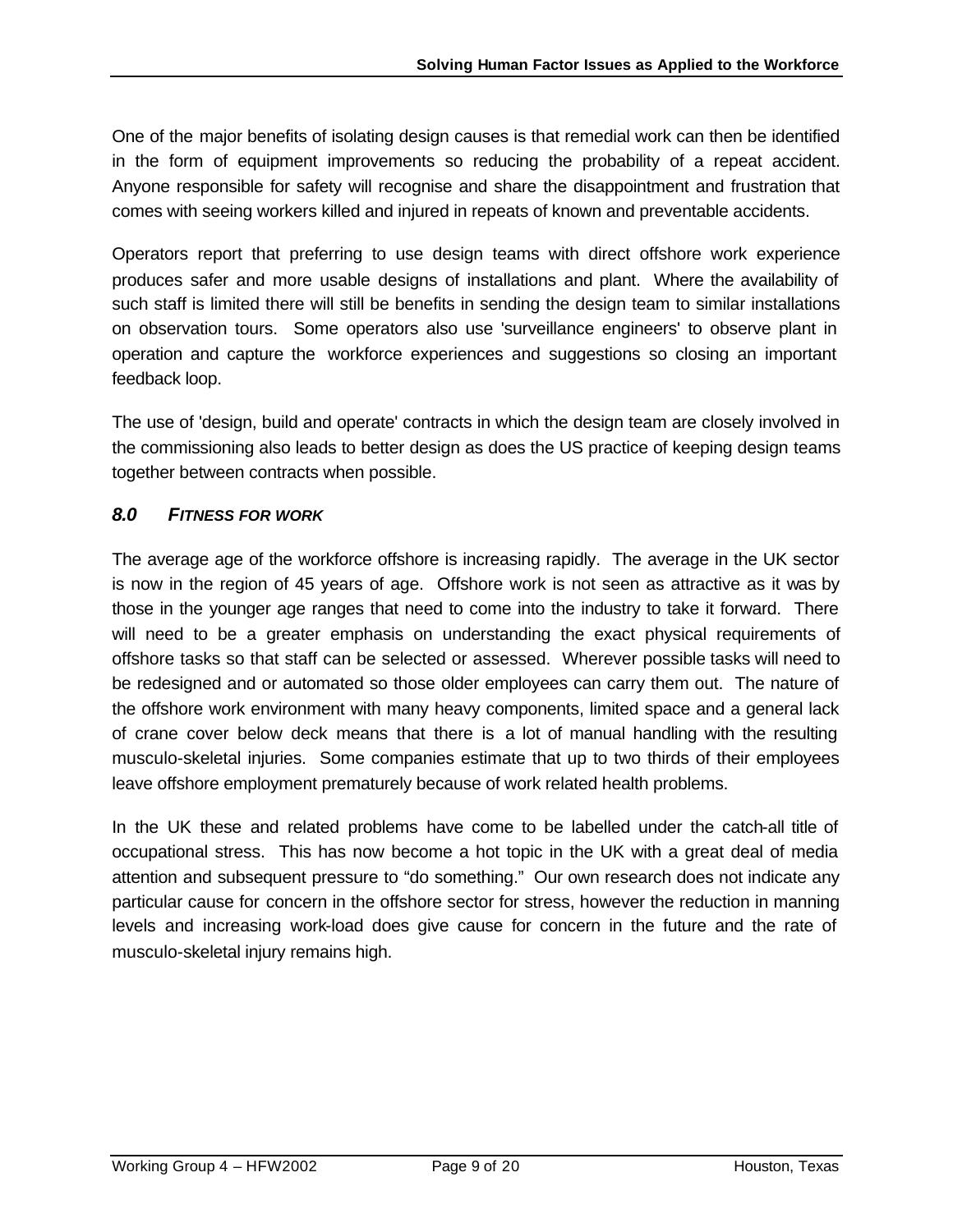One of the major benefits of isolating design causes is that remedial work can then be identified in the form of equipment improvements so reducing the probability of a repeat accident. Anyone responsible for safety will recognise and share the disappointment and frustration that comes with seeing workers killed and injured in repeats of known and preventable accidents.

Operators report that preferring to use design teams with direct offshore work experience produces safer and more usable designs of installations and plant. Where the availability of such staff is limited there will still be benefits in sending the design team to similar installations on observation tours. Some operators also use 'surveillance engineers' to observe plant in operation and capture the workforce experiences and suggestions so closing an important feedback loop.

The use of 'design, build and operate' contracts in which the design team are closely involved in the commissioning also leads to better design as does the US practice of keeping design teams together between contracts when possible.

## *8.0 FITNESS FOR WORK*

The average age of the workforce offshore is increasing rapidly. The average in the UK sector is now in the region of 45 years of age. Offshore work is not seen as attractive as it was by those in the younger age ranges that need to come into the industry to take it forward. There will need to be a greater emphasis on understanding the exact physical requirements of offshore tasks so that staff can be selected or assessed. Wherever possible tasks will need to be redesigned and or automated so those older employees can carry them out. The nature of the offshore work environment with many heavy components, limited space and a general lack of crane cover below deck means that there is a lot of manual handling with the resulting musculo-skeletal injuries. Some companies estimate that up to two thirds of their employees leave offshore employment prematurely because of work related health problems.

In the UK these and related problems have come to be labelled under the catch-all title of occupational stress. This has now become a hot topic in the UK with a great deal of media attention and subsequent pressure to "do something." Our own research does not indicate any particular cause for concern in the offshore sector for stress, however the reduction in manning levels and increasing work-load does give cause for concern in the future and the rate of musculo-skeletal injury remains high.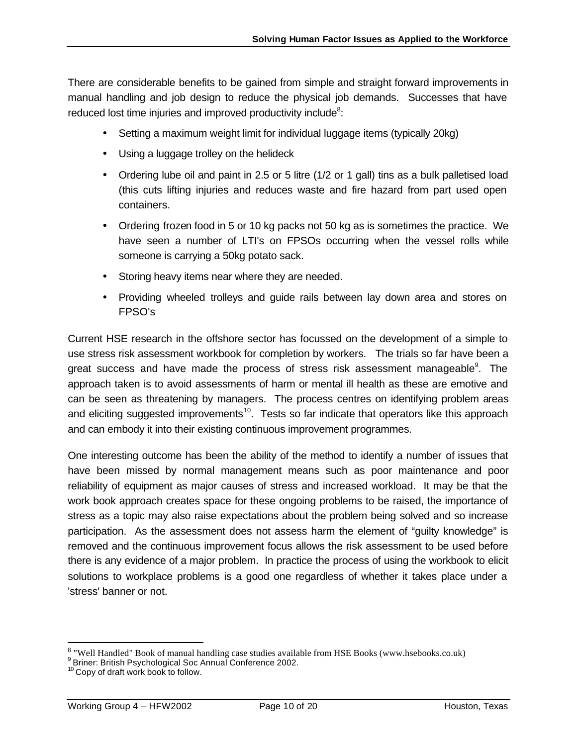There are considerable benefits to be gained from simple and straight forward improvements in manual handling and job design to reduce the physical job demands. Successes that have reduced lost time injuries and improved productivity include[8]:

- Setting a maximum weight limit for individual luggage items (typically 20kg)
- Using a luggage trolley on the helideck
- Ordering lube oil and paint in 2.5 or 5 litre (1/2 or 1 gall) tins as a bulk palletised load (this cuts lifting injuries and reduces waste and fire hazard from part used open containers.
- Ordering frozen food in 5 or 10 kg packs not 50 kg as is sometimes the practice. We have seen a number of LTI's on FPSOs occurring when the vessel rolls while someone is carrying a 50kg potato sack.
- Storing heavy items near where they are needed.
- Providing wheeled trolleys and guide rails between lay down area and stores on FPSO's

Current HSE research in the offshore sector has focussed on the development of a simple to use stress risk assessment workbook for completion by workers. The trials so far have been a great success and have made the process of stress risk assessment manageable[9]. The approach taken is to avoid assessments of harm or mental ill health as these are emotive and can be seen as threatening by managers. The process centres on identifying problem areas and eliciting suggested improvements[10]. Tests so far indicate that operators like this approach and can embody it into their existing continuous improvement programmes.

One interesting outcome has been the ability of the method to identify a number of issues that have been missed by normal management means such as poor maintenance and poor reliability of equipment as major causes of stress and increased workload. It may be that the work book approach creates space for these ongoing problems to be raised, the importance of stress as a topic may also raise expectations about the problem being solved and so increase participation. As the assessment does not assess harm the element of "guilty knowledge" is removed and the continuous improvement focus allows the risk assessment to be used before there is any evidence of a major problem. In practice the process of using the workbook to elicit solutions to workplace problems is a good one regardless of whether it takes place under a 'stress' banner or not.

---

[8] "Well Handled" Book of manual handling case studies available from HSE Books (www.hsebooks.co.uk)
[9] Briner: British Psychological Soc Annual Conference 2002.
[10] Copy of draft work book to follow.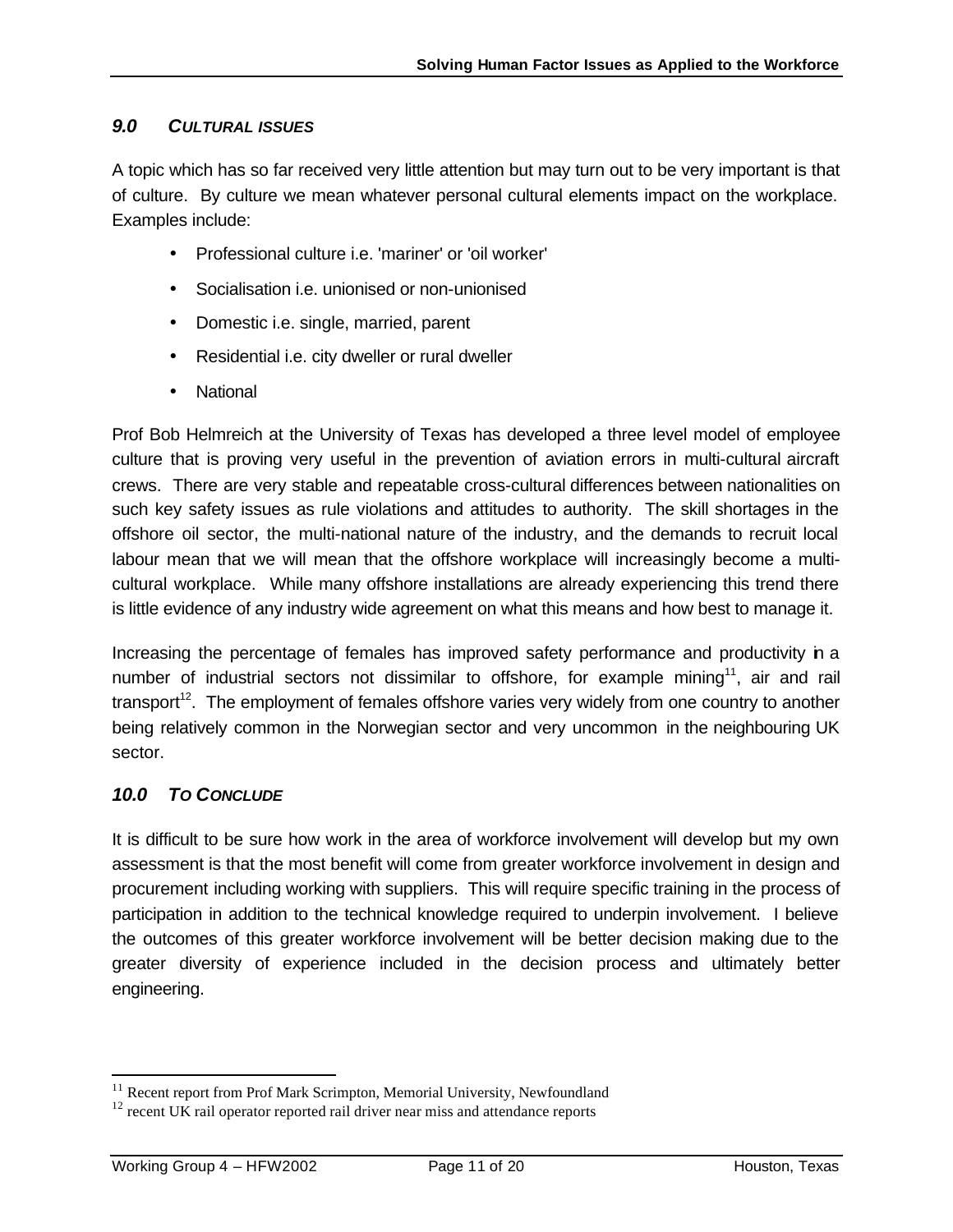## *9.0 CULTURAL ISSUES*

A topic which has so far received very little attention but may turn out to be very important is that of culture. By culture we mean whatever personal cultural elements impact on the workplace. Examples include:

- Professional culture i.e. 'mariner' or 'oil worker'
- Socialisation i.e. unionised or non-unionised
- Domestic i.e. single, married, parent
- Residential i.e. city dweller or rural dweller
- National

Prof Bob Helmreich at the University of Texas has developed a three level model of employee culture that is proving very useful in the prevention of aviation errors in multi-cultural aircraft crews. There are very stable and repeatable cross-cultural differences between nationalities on such key safety issues as rule violations and attitudes to authority. The skill shortages in the offshore oil sector, the multi-national nature of the industry, and the demands to recruit local labour mean that we will mean that the offshore workplace will increasingly become a multi-cultural workplace. While many offshore installations are already experiencing this trend there is little evidence of any industry wide agreement on what this means and how best to manage it.

Increasing the percentage of females has improved safety performance and productivity in a number of industrial sectors not dissimilar to offshore, for example mining[11], air and rail transport[12]. The employment of females offshore varies very widely from one country to another being relatively common in the Norwegian sector and very uncommon in the neighbouring UK sector.

## *10.0 TO CONCLUDE*

It is difficult to be sure how work in the area of workforce involvement will develop but my own assessment is that the most benefit will come from greater workforce involvement in design and procurement including working with suppliers. This will require specific training in the process of participation in addition to the technical knowledge required to underpin involvement. I believe the outcomes of this greater workforce involvement will be better decision making due to the greater diversity of experience included in the decision process and ultimately better engineering.

---

[11] Recent report from Prof Mark Scrimpton, Memorial University, Newfoundland

[12] recent UK rail operator reported rail driver near miss and attendance reports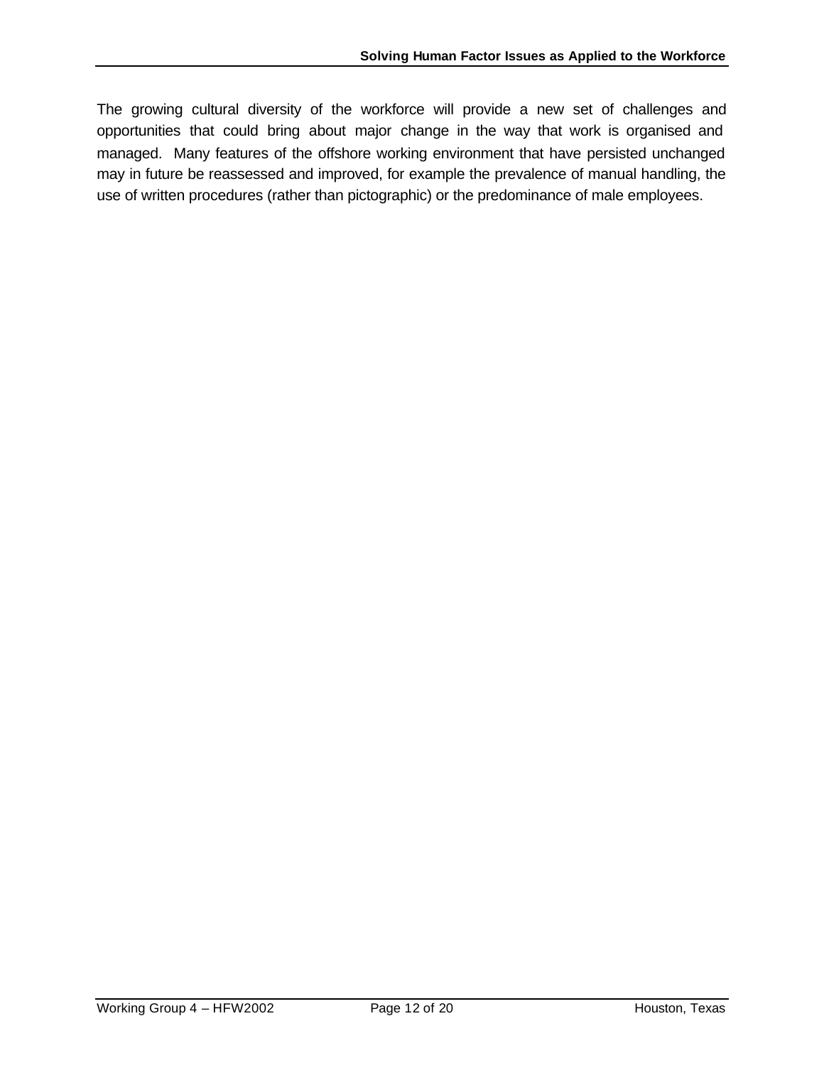The growing cultural diversity of the workforce will provide a new set of challenges and opportunities that could bring about major change in the way that work is organised and managed. Many features of the offshore working environment that have persisted unchanged may in future be reassessed and improved, for example the prevalence of manual handling, the use of written procedures (rather than pictographic) or the predominance of male employees.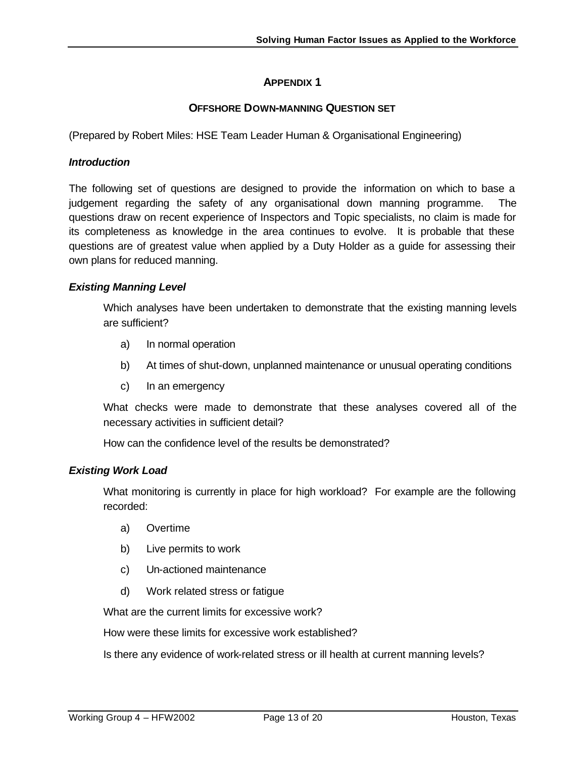## APPENDIX 1

### OFFSHORE DOWN-MANNING QUESTION SET

(Prepared by Robert Miles: HSE Team Leader Human & Organisational Engineering)

***Introduction***

The following set of questions are designed to provide the information on which to base a judgement regarding the safety of any organisational down manning programme. The questions draw on recent experience of Inspectors and Topic specialists, no claim is made for its completeness as knowledge in the area continues to evolve. It is probable that these questions are of greatest value when applied by a Duty Holder as a guide for assessing their own plans for reduced manning.

***Existing Manning Level***

Which analyses have been undertaken to demonstrate that the existing manning levels are sufficient?

a) In normal operation

b) At times of shut-down, unplanned maintenance or unusual operating conditions

c) In an emergency

What checks were made to demonstrate that these analyses covered all of the necessary activities in sufficient detail?

How can the confidence level of the results be demonstrated?

***Existing Work Load***

What monitoring is currently in place for high workload? For example are the following recorded:

a) Overtime

b) Live permits to work

c) Un-actioned maintenance

d) Work related stress or fatigue

What are the current limits for excessive work?

How were these limits for excessive work established?

Is there any evidence of work-related stress or ill health at current manning levels?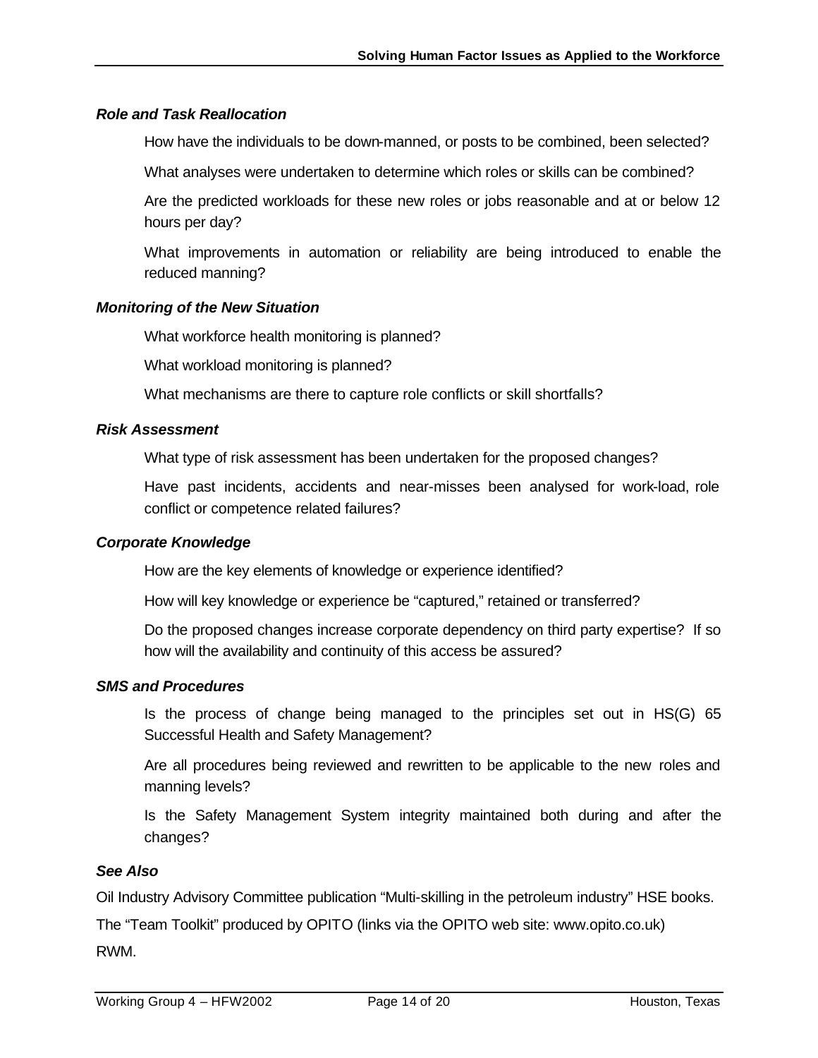*Role and Task Reallocation*

How have the individuals to be down-manned, or posts to be combined, been selected?

What analyses were undertaken to determine which roles or skills can be combined?

Are the predicted workloads for these new roles or jobs reasonable and at or below 12 hours per day?

What improvements in automation or reliability are being introduced to enable the reduced manning?

*Monitoring of the New Situation*

What workforce health monitoring is planned?

What workload monitoring is planned?

What mechanisms are there to capture role conflicts or skill shortfalls?

*Risk Assessment*

What type of risk assessment has been undertaken for the proposed changes?

Have past incidents, accidents and near-misses been analysed for work-load, role conflict or competence related failures?

*Corporate Knowledge*

How are the key elements of knowledge or experience identified?

How will key knowledge or experience be "captured," retained or transferred?

Do the proposed changes increase corporate dependency on third party expertise? If so how will the availability and continuity of this access be assured?

*SMS and Procedures*

Is the process of change being managed to the principles set out in HS(G) 65 Successful Health and Safety Management?

Are all procedures being reviewed and rewritten to be applicable to the new roles and manning levels?

Is the Safety Management System integrity maintained both during and after the changes?

*See Also*

Oil Industry Advisory Committee publication "Multi-skilling in the petroleum industry" HSE books.

The "Team Toolkit" produced by OPITO (links via the OPITO web site: www.opito.co.uk)

RWM.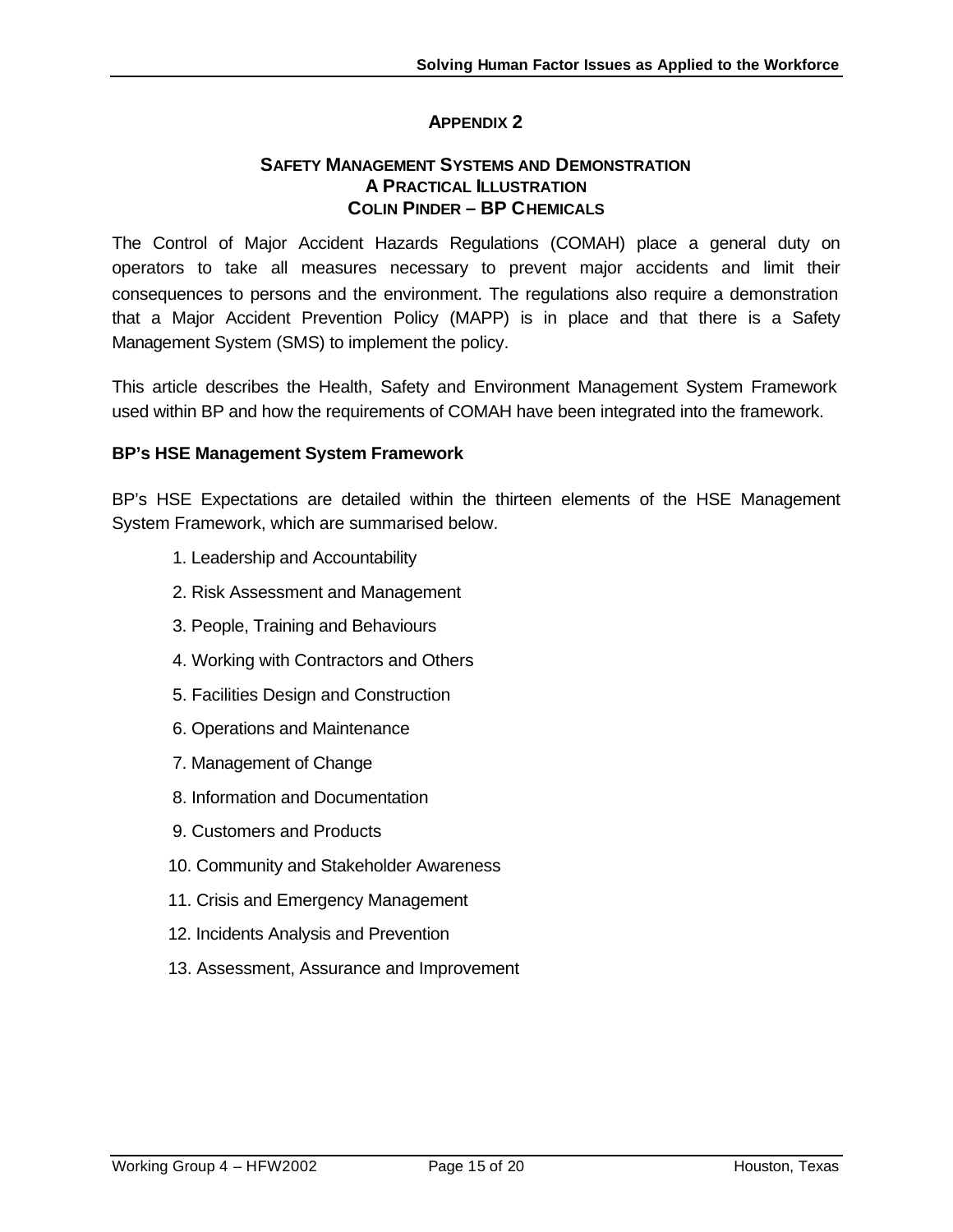# APPENDIX 2

## SAFETY MANAGEMENT SYSTEMS AND DEMONSTRATION
## A PRACTICAL ILLUSTRATION
## COLIN PINDER – BP CHEMICALS

The Control of Major Accident Hazards Regulations (COMAH) place a general duty on operators to take all measures necessary to prevent major accidents and limit their consequences to persons and the environment. The regulations also require a demonstration that a Major Accident Prevention Policy (MAPP) is in place and that there is a Safety Management System (SMS) to implement the policy.

This article describes the Health, Safety and Environment Management System Framework used within BP and how the requirements of COMAH have been integrated into the framework.

**BP's HSE Management System Framework**

BP's HSE Expectations are detailed within the thirteen elements of the HSE Management System Framework, which are summarised below.

1. Leadership and Accountability
2. Risk Assessment and Management
3. People, Training and Behaviours
4. Working with Contractors and Others
5. Facilities Design and Construction
6. Operations and Maintenance
7. Management of Change
8. Information and Documentation
9. Customers and Products
10. Community and Stakeholder Awareness
11. Crisis and Emergency Management
12. Incidents Analysis and Prevention
13. Assessment, Assurance and Improvement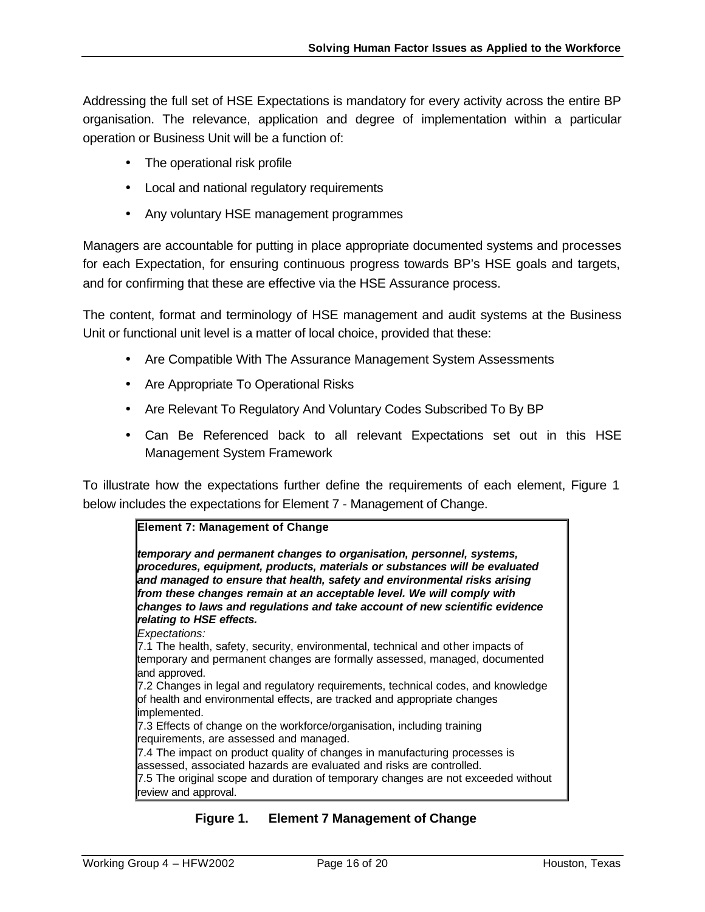Addressing the full set of HSE Expectations is mandatory for every activity across the entire BP organisation. The relevance, application and degree of implementation within a particular operation or Business Unit will be a function of:

- The operational risk profile
- Local and national regulatory requirements
- Any voluntary HSE management programmes

Managers are accountable for putting in place appropriate documented systems and processes for each Expectation, for ensuring continuous progress towards BP's HSE goals and targets, and for confirming that these are effective via the HSE Assurance process.

The content, format and terminology of HSE management and audit systems at the Business Unit or functional unit level is a matter of local choice, provided that these:

- Are Compatible With The Assurance Management System Assessments
- Are Appropriate To Operational Risks
- Are Relevant To Regulatory And Voluntary Codes Subscribed To By BP
- Can Be Referenced back to all relevant Expectations set out in this HSE Management System Framework

To illustrate how the expectations further define the requirements of each element, Figure 1 below includes the expectations for Element 7 - Management of Change.

**Element 7: Management of Change**

***temporary and permanent changes to organisation, personnel, systems, procedures, equipment, products, materials or substances will be evaluated and managed to ensure that health, safety and environmental risks arising from these changes remain at an acceptable level. We will comply with changes to laws and regulations and take account of new scientific evidence relating to HSE effects.***

*Expectations:*

7.1 The health, safety, security, environmental, technical and other impacts of temporary and permanent changes are formally assessed, managed, documented and approved.

7.2 Changes in legal and regulatory requirements, technical codes, and knowledge of health and environmental effects, are tracked and appropriate changes implemented.

7.3 Effects of change on the workforce/organisation, including training requirements, are assessed and managed.

7.4 The impact on product quality of changes in manufacturing processes is assessed, associated hazards are evaluated and risks are controlled.

7.5 The original scope and duration of temporary changes are not exceeded without review and approval.

**Figure 1. Element 7 Management of Change**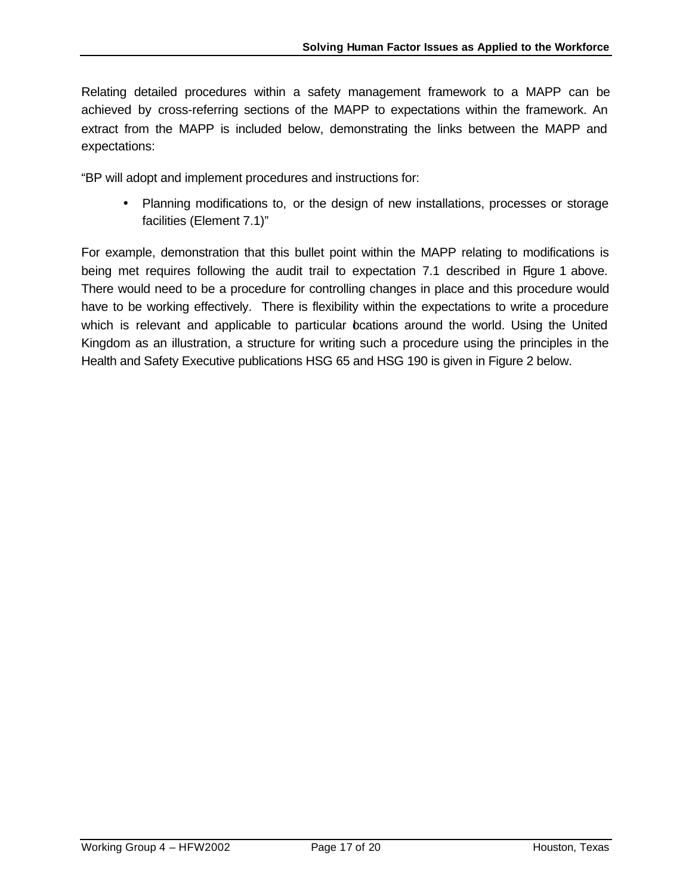Relating detailed procedures within a safety management framework to a MAPP can be achieved by cross-referring sections of the MAPP to expectations within the framework. An extract from the MAPP is included below, demonstrating the links between the MAPP and expectations:

"BP will adopt and implement procedures and instructions for:

- Planning modifications to, or the design of new installations, processes or storage facilities (Element 7.1)"

For example, demonstration that this bullet point within the MAPP relating to modifications is being met requires following the audit trail to expectation 7.1 described in Figure 1 above. There would need to be a procedure for controlling changes in place and this procedure would have to be working effectively. There is flexibility within the expectations to write a procedure which is relevant and applicable to particular locations around the world. Using the United Kingdom as an illustration, a structure for writing such a procedure using the principles in the Health and Safety Executive publications HSG 65 and HSG 190 is given in Figure 2 below.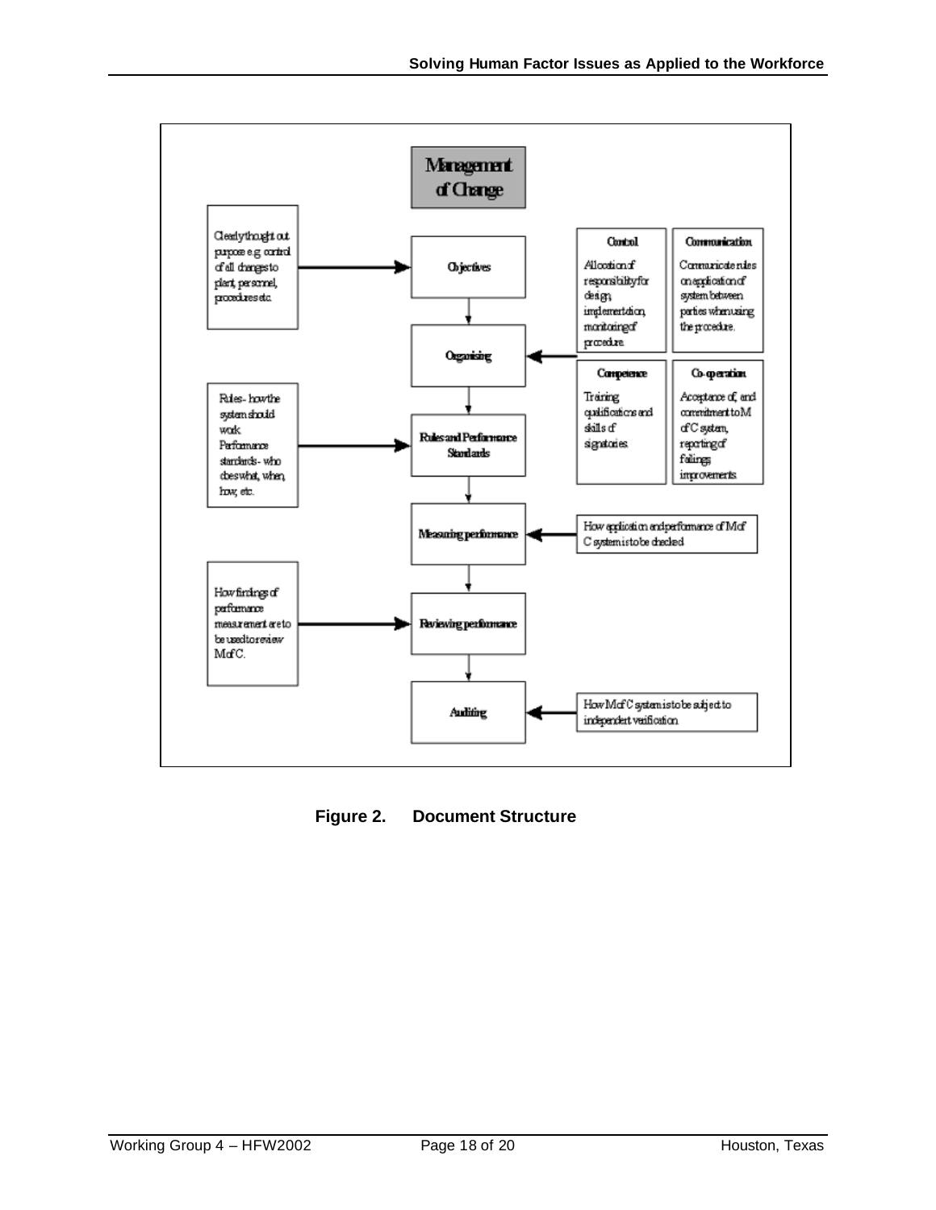# Management of Change

| Input | Stage | Input |
|---|---|---|
| Clearly thought out purpose e.g. control of all changes to plant, personnel, procedures etc. | → **Objectives** | |
| | **Organising** ← | **Control**: Allocation of responsibility for design, implementation, monitoring of procedure. **Communication**: Communicate rules on application of system between parties when using the procedure. **Competence**: Training qualifications and skills of signatories. **Co-operation**: Acceptance of, and commitment to M of C system, reporting of failings improvements |
| Rules - how the system should work. Performance standards - who does what, when, how, etc. | → **Rules and Performance Standards** | |
| | **Measuring performance** ← | How application and performance of M of C system is to be checked |
| How findings of performance measurement are to be used to review M of C. | → **Reviewing performance** | |
| | **Auditing** ← | How M of C system is to be subject to independent verification |

**Figure 2. Document Structure**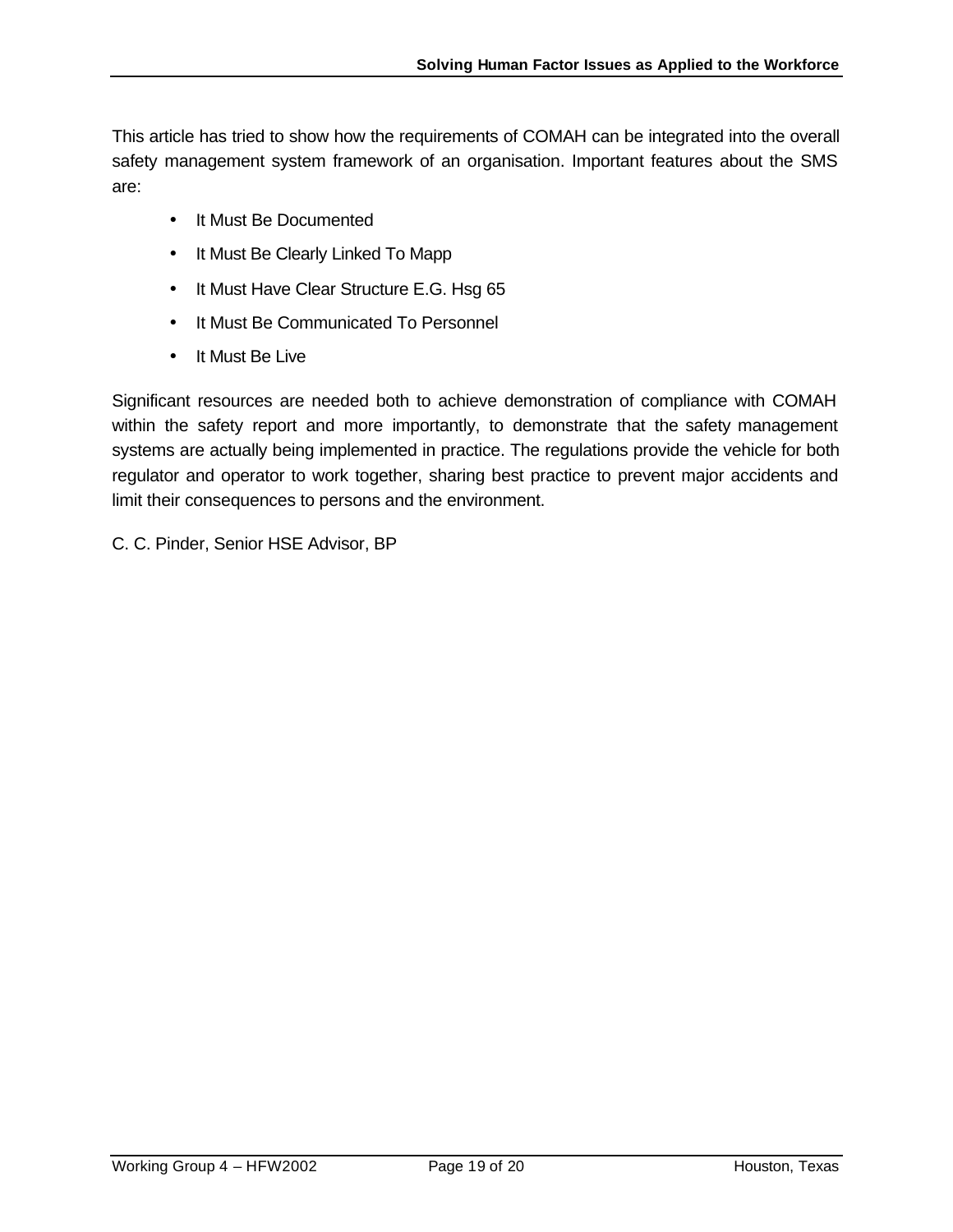This article has tried to show how the requirements of COMAH can be integrated into the overall safety management system framework of an organisation. Important features about the SMS are:

- It Must Be Documented
- It Must Be Clearly Linked To Mapp
- It Must Have Clear Structure E.G. Hsg 65
- It Must Be Communicated To Personnel
- It Must Be Live

Significant resources are needed both to achieve demonstration of compliance with COMAH within the safety report and more importantly, to demonstrate that the safety management systems are actually being implemented in practice. The regulations provide the vehicle for both regulator and operator to work together, sharing best practice to prevent major accidents and limit their consequences to persons and the environment.

C. C. Pinder, Senior HSE Advisor, BP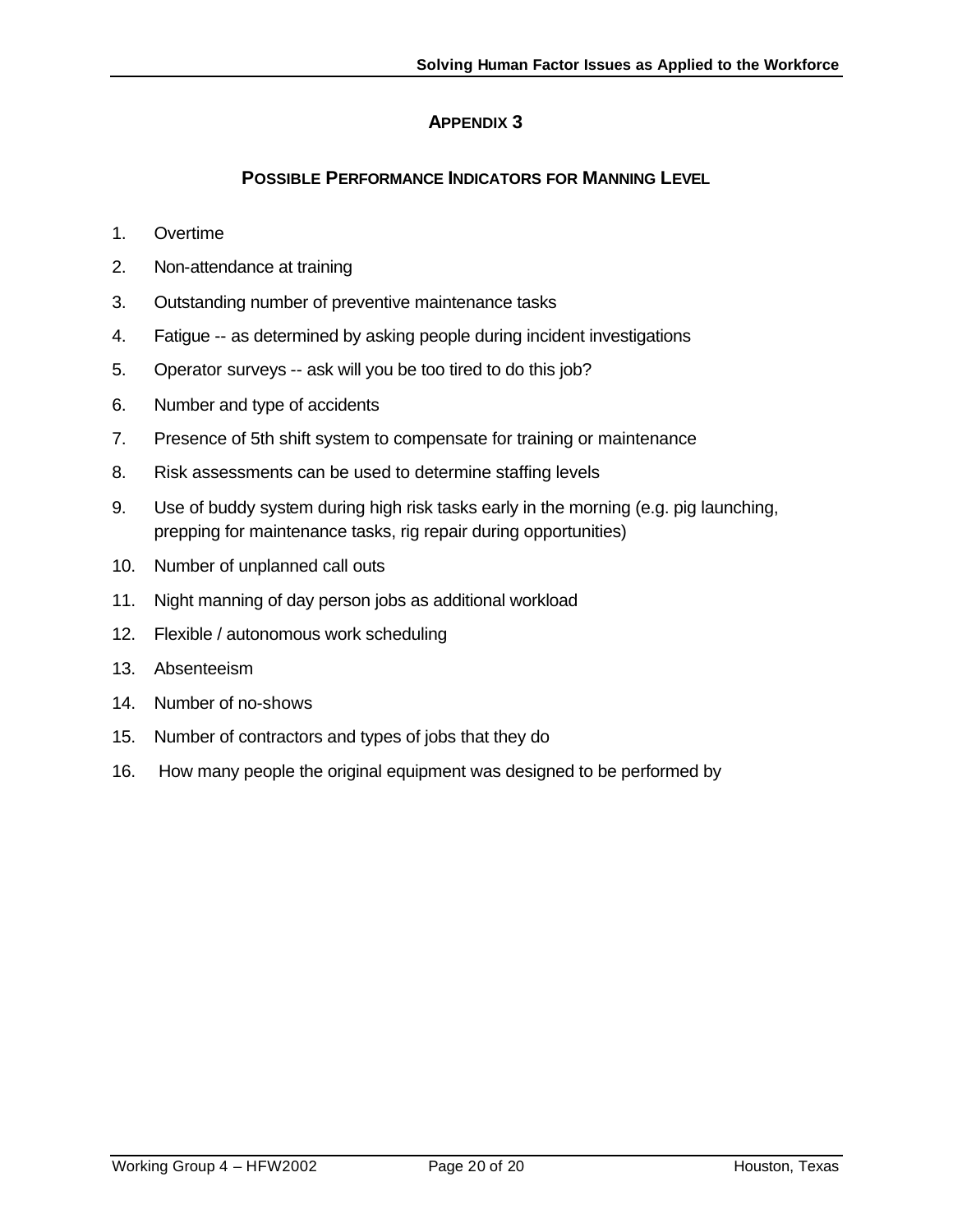## APPENDIX 3

### POSSIBLE PERFORMANCE INDICATORS FOR MANNING LEVEL

1. Overtime
2. Non-attendance at training
3. Outstanding number of preventive maintenance tasks
4. Fatigue -- as determined by asking people during incident investigations
5. Operator surveys -- ask will you be too tired to do this job?
6. Number and type of accidents
7. Presence of 5th shift system to compensate for training or maintenance
8. Risk assessments can be used to determine staffing levels
9. Use of buddy system during high risk tasks early in the morning (e.g. pig launching, prepping for maintenance tasks, rig repair during opportunities)
10. Number of unplanned call outs
11. Night manning of day person jobs as additional workload
12. Flexible / autonomous work scheduling
13. Absenteeism
14. Number of no-shows
15. Number of contractors and types of jobs that they do
16. How many people the original equipment was designed to be performed by